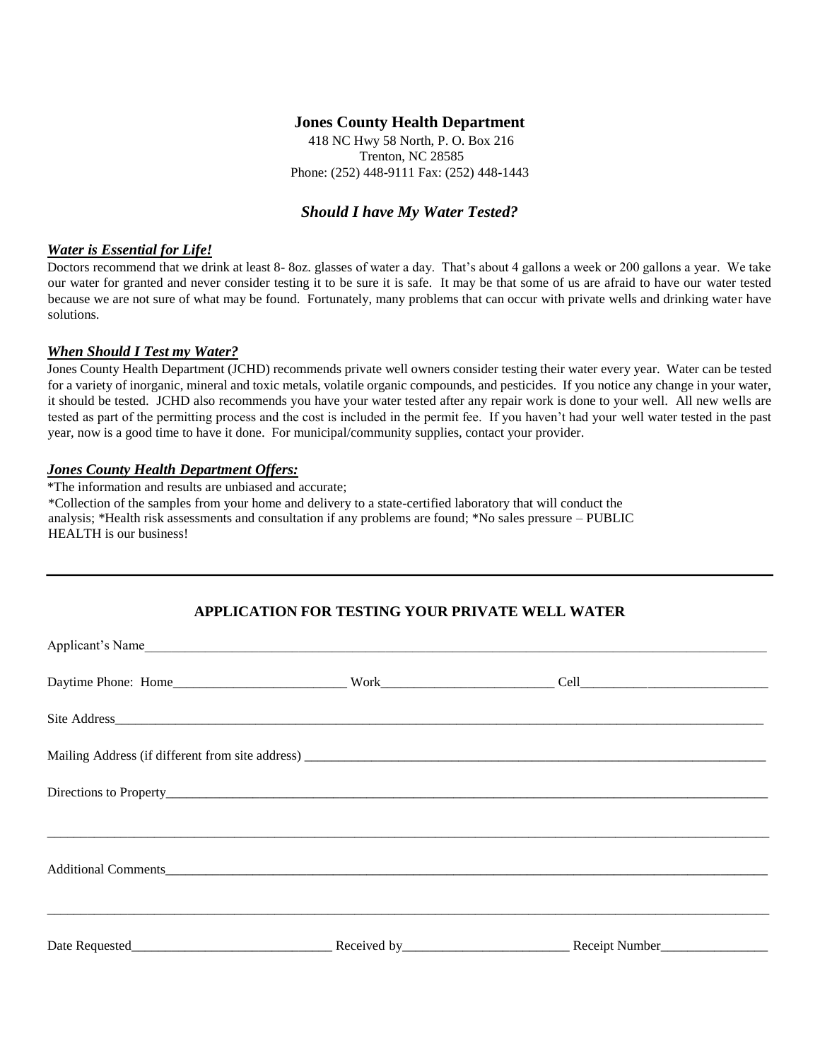**Jones County Health Department**

418 NC Hwy 58 North, P. O. Box 216
Trenton, NC 28585
Phone: (252) 448-9111 Fax: (252) 448-1443

## *Should I have My Water Tested?*

### ***Water is Essential for Life!***

Doctors recommend that we drink at least 8- 8oz. glasses of water a day. That's about 4 gallons a week or 200 gallons a year. We take our water for granted and never consider testing it to be sure it is safe. It may be that some of us are afraid to have our water tested because we are not sure of what may be found. Fortunately, many problems that can occur with private wells and drinking water have solutions.

### ***When Should I Test my Water?***

Jones County Health Department (JCHD) recommends private well owners consider testing their water every year. Water can be tested for a variety of inorganic, mineral and toxic metals, volatile organic compounds, and pesticides. If you notice any change in your water, it should be tested. JCHD also recommends you have your water tested after any repair work is done to your well. All new wells are tested as part of the permitting process and the cost is included in the permit fee. If you haven't had your well water tested in the past year, now is a good time to have it done. For municipal/community supplies, contact your provider.

### ***Jones County Health Department Offers:***

*The information and results are unbiased and accurate;
*Collection of the samples from your home and delivery to a state-certified laboratory that will conduct the analysis; *Health risk assessments and consultation if any problems are found; *No sales pressure – PUBLIC HEALTH is our business!

---

## APPLICATION FOR TESTING YOUR PRIVATE WELL WATER

Applicant's Name______________________________________________

Daytime Phone: Home__________________________ Work__________________________ Cell__________________________

Site Address______________________________________________

Mailing Address (if different from site address) ______________________________________________

Directions to Property______________________________________________

______________________________________________

Additional Comments______________________________________________

______________________________________________

Date Requested______________________________ Received by________________________ Receipt Number________________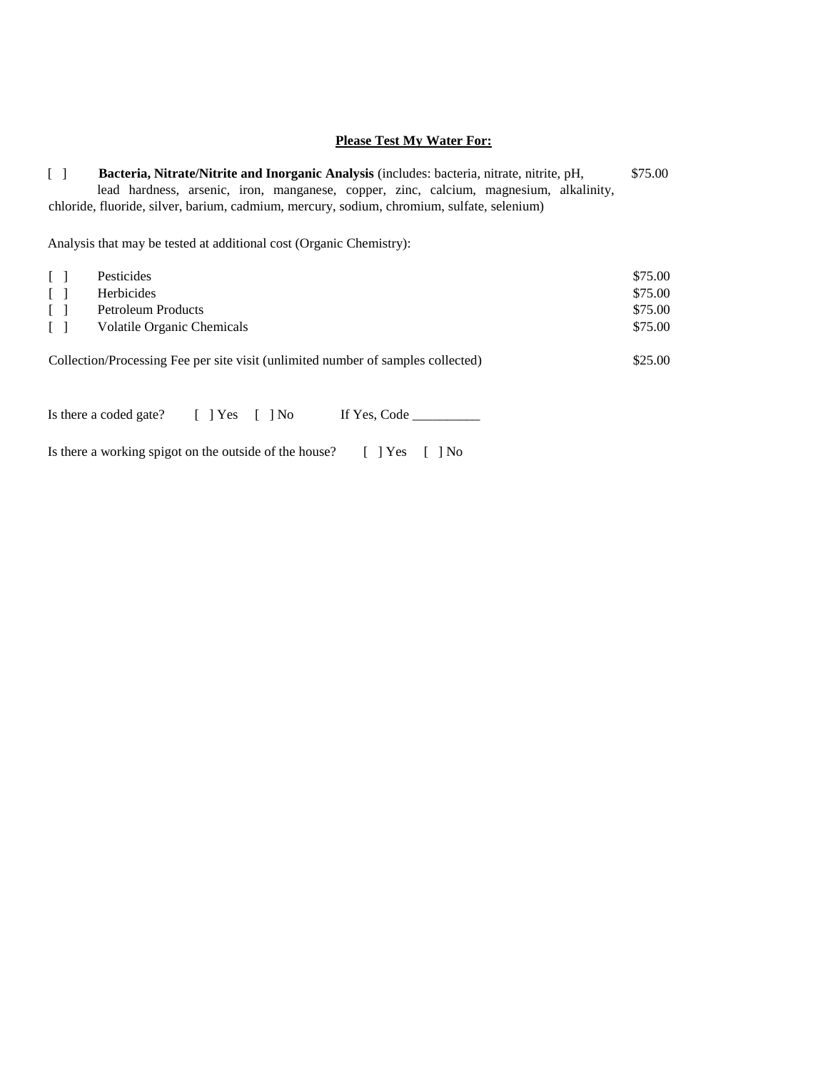**Please Test My Water For:**

[ ] **Bacteria, Nitrate/Nitrite and Inorganic Analysis** (includes: bacteria, nitrate, nitrite, pH, lead hardness, arsenic, iron, manganese, copper, zinc, calcium, magnesium, alkalinity, chloride, fluoride, silver, barium, cadmium, mercury, sodium, chromium, sulfate, selenium) $75.00

Analysis that may be tested at additional cost (Organic Chemistry):

| | | |
|---|---|---|
| [ ] | Pesticides | $75.00 |
| [ ] | Herbicides | $75.00 |
| [ ] | Petroleum Products | $75.00 |
| [ ] | Volatile Organic Chemicals | $75.00 |

Collection/Processing Fee per site visit (unlimited number of samples collected) $25.00

Is there a coded gate? [ ] Yes [ ] No If Yes, Code __________

Is there a working spigot on the outside of the house? [ ] Yes [ ] No